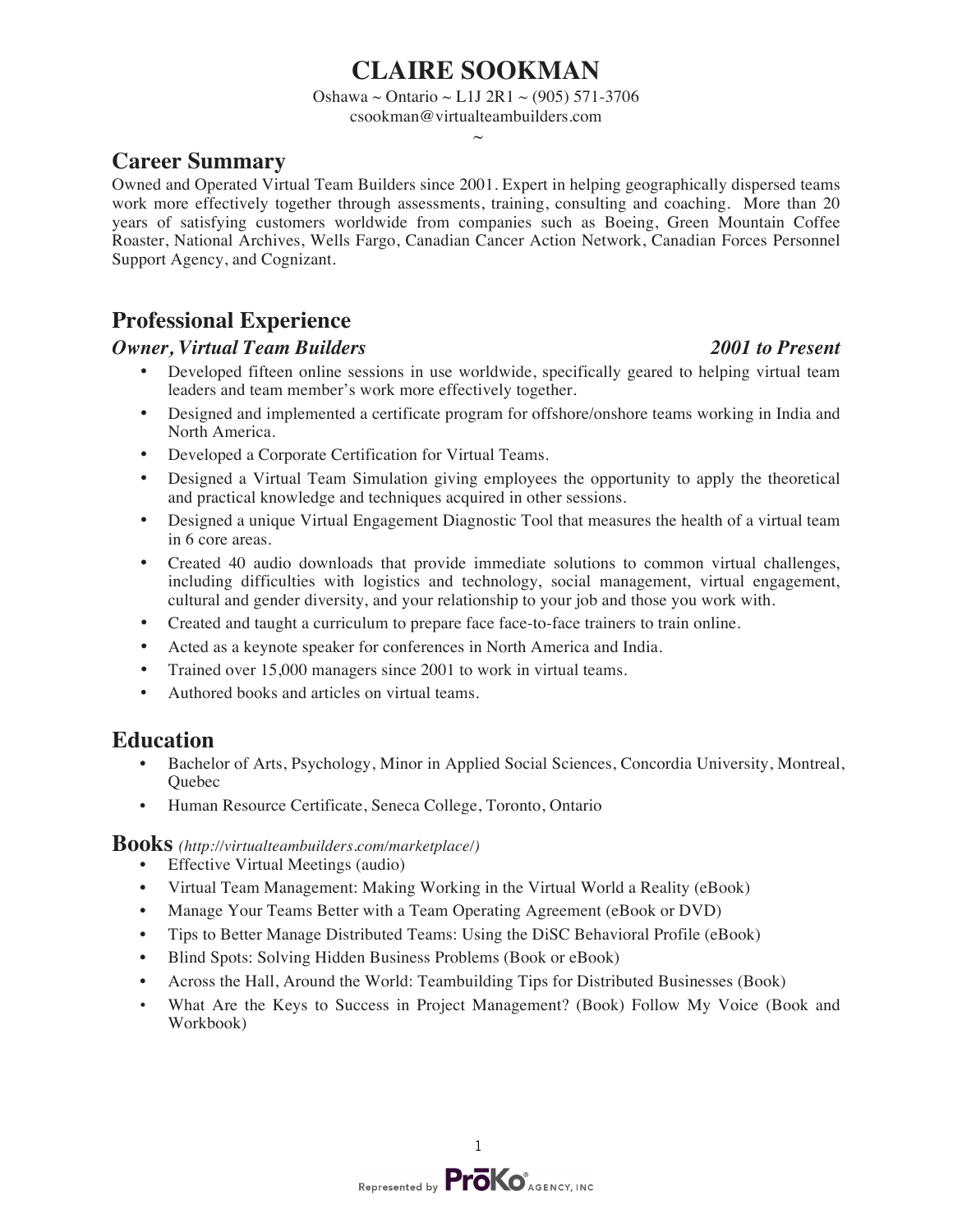# CLAIRE SOOKMAN

Oshawa ~ Ontario ~ L1J 2R1 ~ (905) 571-3706
csookman@virtualteambuilders.com
~

## Career Summary

Owned and Operated Virtual Team Builders since 2001. Expert in helping geographically dispersed teams work more effectively together through assessments, training, consulting and coaching. More than 20 years of satisfying customers worldwide from companies such as Boeing, Green Mountain Coffee Roaster, National Archives, Wells Fargo, Canadian Cancer Action Network, Canadian Forces Personnel Support Agency, and Cognizant.

## Professional Experience

### *Owner, Virtual Team Builders* — *2001 to Present*

- Developed fifteen online sessions in use worldwide, specifically geared to helping virtual team leaders and team member's work more effectively together.
- Designed and implemented a certificate program for offshore/onshore teams working in India and North America.
- Developed a Corporate Certification for Virtual Teams.
- Designed a Virtual Team Simulation giving employees the opportunity to apply the theoretical and practical knowledge and techniques acquired in other sessions.
- Designed a unique Virtual Engagement Diagnostic Tool that measures the health of a virtual team in 6 core areas.
- Created 40 audio downloads that provide immediate solutions to common virtual challenges, including difficulties with logistics and technology, social management, virtual engagement, cultural and gender diversity, and your relationship to your job and those you work with.
- Created and taught a curriculum to prepare face face-to-face trainers to train online.
- Acted as a keynote speaker for conferences in North America and India.
- Trained over 15,000 managers since 2001 to work in virtual teams.
- Authored books and articles on virtual teams.

## Education

- Bachelor of Arts, Psychology, Minor in Applied Social Sciences, Concordia University, Montreal, Quebec
- Human Resource Certificate, Seneca College, Toronto, Ontario

## Books *(http://virtualteambuilders.com/marketplace/)*

- Effective Virtual Meetings (audio)
- Virtual Team Management: Making Working in the Virtual World a Reality (eBook)
- Manage Your Teams Better with a Team Operating Agreement (eBook or DVD)
- Tips to Better Manage Distributed Teams: Using the DiSC Behavioral Profile (eBook)
- Blind Spots: Solving Hidden Business Problems (Book or eBook)
- Across the Hall, Around the World: Teambuilding Tips for Distributed Businesses (Book)
- What Are the Keys to Success in Project Management? (Book) Follow My Voice (Book and Workbook)

Represented by ProKo Agency, Inc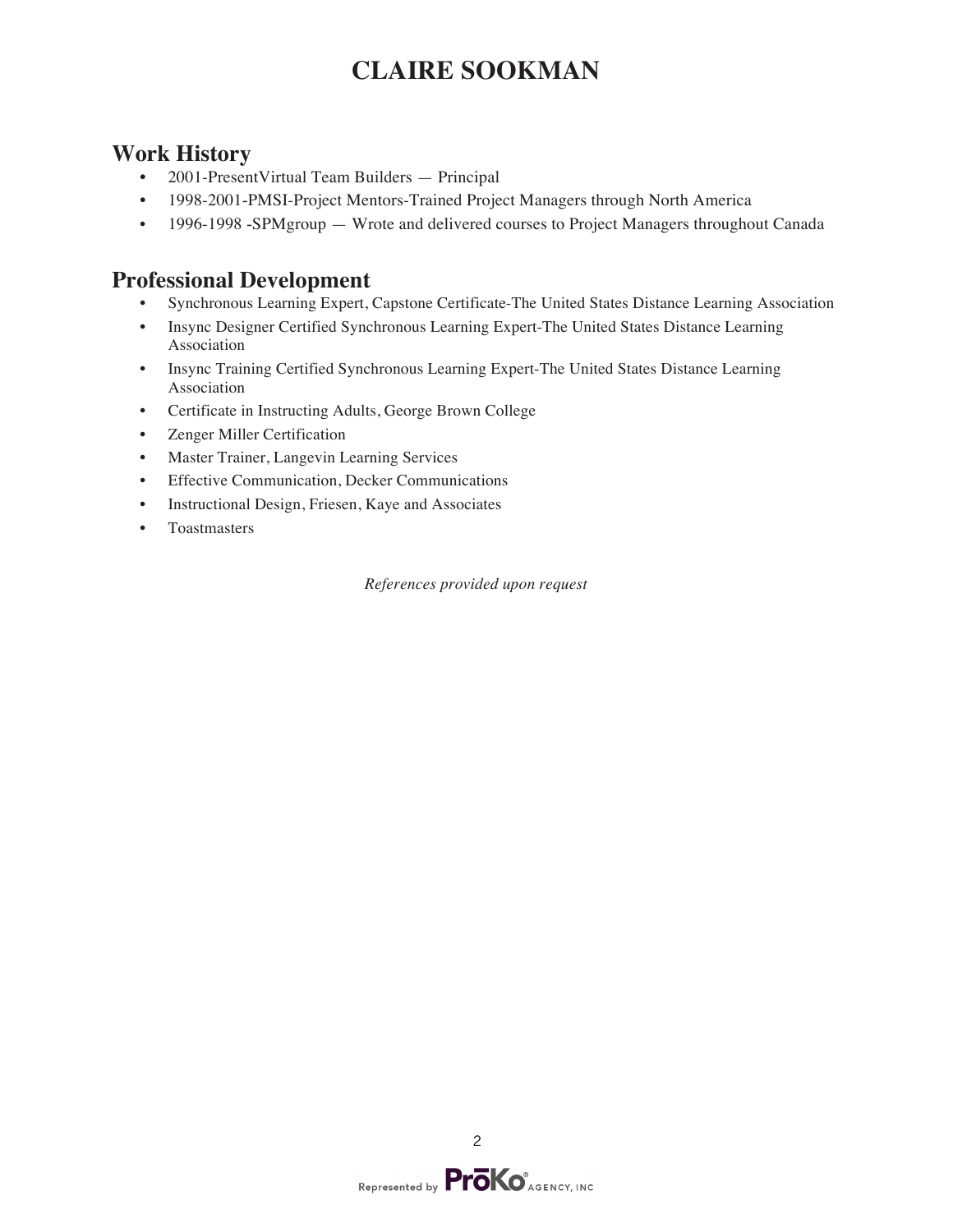# CLAIRE SOOKMAN

## Work History

- 2001-PresentVirtual Team Builders — Principal
- 1998-2001-PMSI-Project Mentors-Trained Project Managers through North America
- 1996-1998 -SPMgroup — Wrote and delivered courses to Project Managers throughout Canada

## Professional Development

- Synchronous Learning Expert, Capstone Certificate-The United States Distance Learning Association
- Insync Designer Certified Synchronous Learning Expert-The United States Distance Learning Association
- Insync Training Certified Synchronous Learning Expert-The United States Distance Learning Association
- Certificate in Instructing Adults, George Brown College
- Zenger Miller Certification
- Master Trainer, Langevin Learning Services
- Effective Communication, Decker Communications
- Instructional Design, Friesen, Kaye and Associates
- Toastmasters

*References provided upon request*

Represented by PrōKo® AGENCY, INC